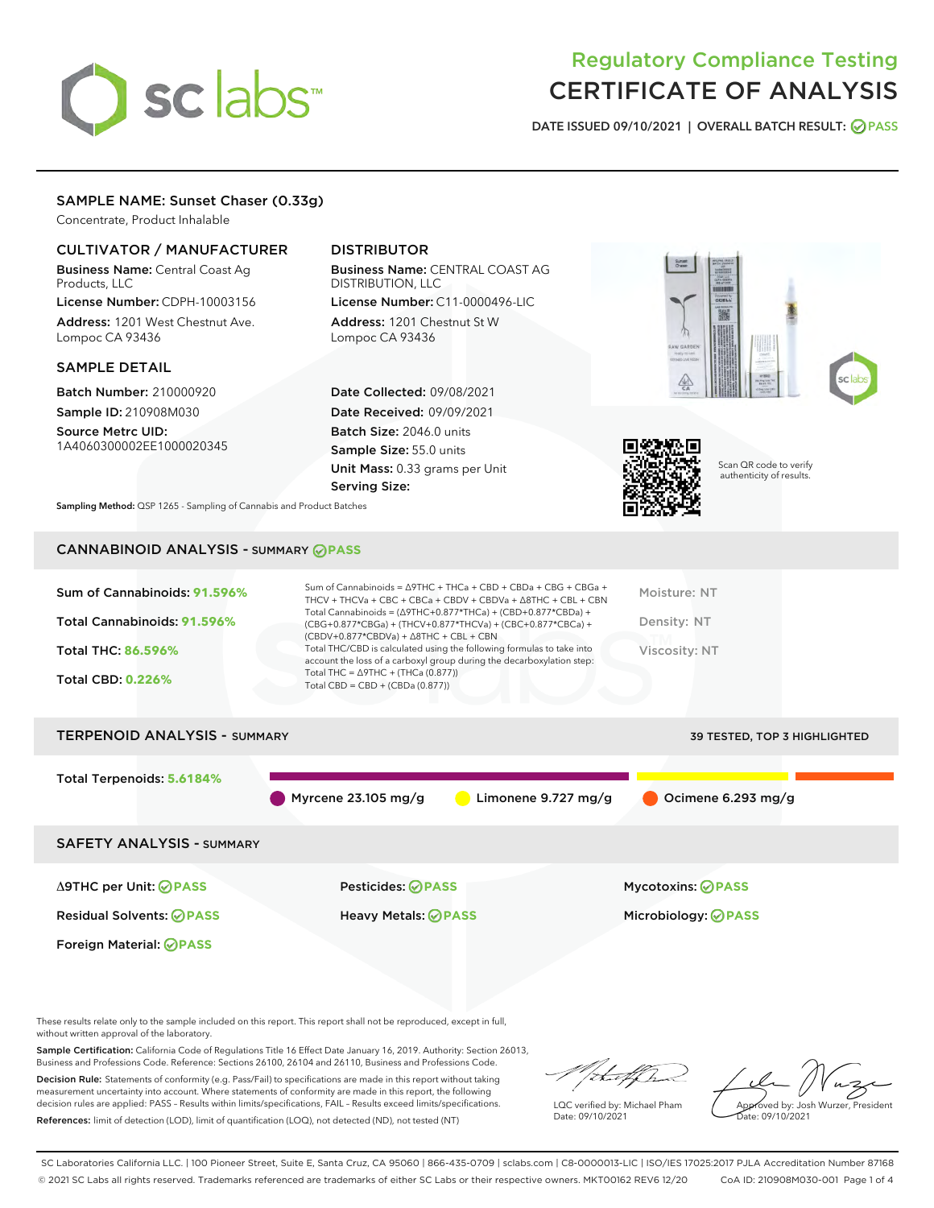# Regulatory Compliance Testing
# CERTIFICATE OF ANALYSIS

DATE ISSUED 09/10/2021 | OVERALL BATCH RESULT: PASS

## SAMPLE NAME: Sunset Chaser (0.33g)

Concentrate, Product Inhalable

### CULTIVATOR / MANUFACTURER

**Business Name:** Central Coast Ag Products, LLC
**License Number:** CDPH-10003156
**Address:** 1201 West Chestnut Ave. Lompoc CA 93436

### DISTRIBUTOR

**Business Name:** CENTRAL COAST AG DISTRIBUTION, LLC
**License Number:** C11-0000496-LIC
**Address:** 1201 Chestnut St W Lompoc CA 93436

### SAMPLE DETAIL

**Batch Number:** 210000920
**Sample ID:** 210908M030
**Source Metrc UID:** 1A4060300002EE1000020345

**Date Collected:** 09/08/2021
**Date Received:** 09/09/2021
**Batch Size:** 2046.0 units
**Sample Size:** 55.0 units
**Unit Mass:** 0.33 grams per Unit
**Serving Size:**

Scan QR code to verify authenticity of results.

**Sampling Method:** QSP 1265 - Sampling of Cannabis and Product Batches

## CANNABINOID ANALYSIS - SUMMARY PASS

**Sum of Cannabinoids:** 91.596%
**Total Cannabinoids:** 91.596%
**Total THC:** 86.596%
**Total CBD:** 0.226%

Sum of Cannabinoids = Δ9THC + THCa + CBD + CBDa + CBG + CBGa + THCV + THCVa + CBC + CBCa + CBDV + CBDVa + Δ8THC + CBL + CBN
Total Cannabinoids = (Δ9THC+0.877*THCa) + (CBD+0.877*CBDa) + (CBG+0.877*CBGa) + (THCV+0.877*THCVa) + (CBC+0.877*CBCa) + (CBDV+0.877*CBDVa) + Δ8THC + CBL + CBN
Total THC/CBD is calculated using the following formulas to take into account the loss of a carboxyl group during the decarboxylation step:
Total THC = Δ9THC + (THCa (0.877))
Total CBD = CBD + (CBDa (0.877))

Moisture: NT
Density: NT
Viscosity: NT

## TERPENOID ANALYSIS - SUMMARY

39 TESTED, TOP 3 HIGHLIGHTED

**Total Terpenoids:** 5.6184%

Myrcene 23.105 mg/g | Limonene 9.727 mg/g | Ocimene 6.293 mg/g

## SAFETY ANALYSIS - SUMMARY

Δ9THC per Unit: PASS
Pesticides: PASS
Mycotoxins: PASS
Residual Solvents: PASS
Heavy Metals: PASS
Microbiology: PASS
Foreign Material: PASS

These results relate only to the sample included on this report. This report shall not be reproduced, except in full, without written approval of the laboratory.

**Sample Certification:** California Code of Regulations Title 16 Effect Date January 16, 2019. Authority: Section 26013, Business and Professions Code. Reference: Sections 26100, 26104 and 26110, Business and Professions Code.

**Decision Rule:** Statements of conformity (e.g. Pass/Fail) to specifications are made in this report without taking measurement uncertainty into account. Where statements of conformity are made in this report, the following decision rules are applied: PASS – Results within limits/specifications, FAIL – Results exceed limits/specifications.

**References:** limit of detection (LOD), limit of quantification (LOQ), not detected (ND), not tested (NT)

LQC verified by: Michael Pham
Date: 09/10/2021

Approved by: Josh Wurzer, President
Date: 09/10/2021

SC Laboratories California LLC. | 100 Pioneer Street, Suite E, Santa Cruz, CA 95060 | 866-435-0709 | sclabs.com | C8-0000013-LIC | ISO/IES 17025:2017 PJLA Accreditation Number 87168
© 2021 SC Labs all rights reserved. Trademarks referenced are trademarks of either SC Labs or their respective owners. MKT00162 REV6 12/20 CoA ID: 210908M030-001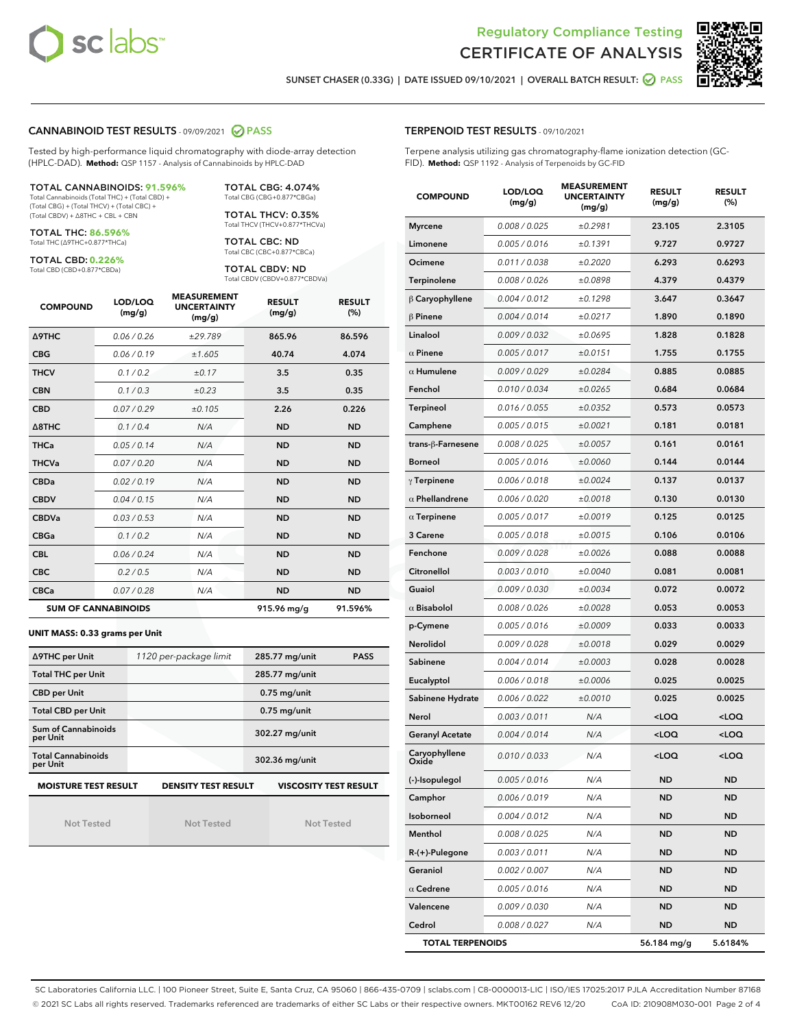Regulatory Compliance Testing

# CERTIFICATE OF ANALYSIS

SUNSET CHASER (0.33G) | DATE ISSUED 09/10/2021 | OVERALL BATCH RESULT: PASS

## CANNABINOID TEST RESULTS - 09/09/2021 PASS

Tested by high-performance liquid chromatography with diode-array detection (HPLC-DAD). **Method:** QSP 1157 - Analysis of Cannabinoids by HPLC-DAD

**TOTAL CANNABINOIDS: 91.596%**
Total Cannabinoids (Total THC) + (Total CBD) + (Total CBG) + (Total THCV) + (Total CBC) + (Total CBDV) + Δ8THC + CBL + CBN

**TOTAL THC: 86.596%**
Total THC (Δ9THC+0.877*THCa)

**TOTAL CBD: 0.226%**
Total CBD (CBD+0.877*CBDa)

**TOTAL CBG: 4.074%**
Total CBG (CBG+0.877*CBGa)

**TOTAL THCV: 0.35%**
Total THCV (THCV+0.877*THCVa)

**TOTAL CBC: ND**
Total CBC (CBC+0.877*CBCa)

**TOTAL CBDV: ND**
Total CBDV (CBDV+0.877*CBDVa)

| COMPOUND | LOD/LOQ (mg/g) | MEASUREMENT UNCERTAINTY (mg/g) | RESULT (mg/g) | RESULT (%) |
|---|---|---|---|---|
| Δ9THC | 0.06 / 0.26 | ±29.789 | 865.96 | 86.596 |
| CBG | 0.06 / 0.19 | ±1.605 | 40.74 | 4.074 |
| THCV | 0.1 / 0.2 | ±0.17 | 3.5 | 0.35 |
| CBN | 0.1 / 0.3 | ±0.23 | 3.5 | 0.35 |
| CBD | 0.07 / 0.29 | ±0.105 | 2.26 | 0.226 |
| Δ8THC | 0.1 / 0.4 | N/A | ND | ND |
| THCa | 0.05 / 0.14 | N/A | ND | ND |
| THCVa | 0.07 / 0.20 | N/A | ND | ND |
| CBDa | 0.02 / 0.19 | N/A | ND | ND |
| CBDV | 0.04 / 0.15 | N/A | ND | ND |
| CBDVa | 0.03 / 0.53 | N/A | ND | ND |
| CBGa | 0.1 / 0.2 | N/A | ND | ND |
| CBL | 0.06 / 0.24 | N/A | ND | ND |
| CBC | 0.2 / 0.5 | N/A | ND | ND |
| CBCa | 0.07 / 0.28 | N/A | ND | ND |
| **SUM OF CANNABINOIDS** | | | 915.96 mg/g | 91.596% |

**UNIT MASS: 0.33 grams per Unit**

| Δ9THC per Unit | 1120 per-package limit | 285.77 mg/unit | PASS |
|---|---|---|---|
| Total THC per Unit | | 285.77 mg/unit | |
| CBD per Unit | | 0.75 mg/unit | |
| Total CBD per Unit | | 0.75 mg/unit | |
| Sum of Cannabinoids per Unit | | 302.27 mg/unit | |
| Total Cannabinoids per Unit | | 302.36 mg/unit | |

| MOISTURE TEST RESULT | DENSITY TEST RESULT | VISCOSITY TEST RESULT |
|---|---|---|
| Not Tested | Not Tested | Not Tested |

## TERPENOID TEST RESULTS - 09/10/2021

Terpene analysis utilizing gas chromatography-flame ionization detection (GC-FID). **Method:** QSP 1192 - Analysis of Terpenoids by GC-FID

| COMPOUND | LOD/LOQ (mg/g) | MEASUREMENT UNCERTAINTY (mg/g) | RESULT (mg/g) | RESULT (%) |
|---|---|---|---|---|
| Myrcene | 0.008 / 0.025 | ±0.2981 | 23.105 | 2.3105 |
| Limonene | 0.005 / 0.016 | ±0.1391 | 9.727 | 0.9727 |
| Ocimene | 0.011 / 0.038 | ±0.2020 | 6.293 | 0.6293 |
| Terpinolene | 0.008 / 0.026 | ±0.0898 | 4.379 | 0.4379 |
| β Caryophyllene | 0.004 / 0.012 | ±0.1298 | 3.647 | 0.3647 |
| β Pinene | 0.004 / 0.014 | ±0.0217 | 1.890 | 0.1890 |
| Linalool | 0.009 / 0.032 | ±0.0695 | 1.828 | 0.1828 |
| α Pinene | 0.005 / 0.017 | ±0.0151 | 1.755 | 0.1755 |
| α Humulene | 0.009 / 0.029 | ±0.0284 | 0.885 | 0.0885 |
| Fenchol | 0.010 / 0.034 | ±0.0265 | 0.684 | 0.0684 |
| Terpineol | 0.016 / 0.055 | ±0.0352 | 0.573 | 0.0573 |
| Camphene | 0.005 / 0.015 | ±0.0021 | 0.181 | 0.0181 |
| trans-β-Farnesene | 0.008 / 0.025 | ±0.0057 | 0.161 | 0.0161 |
| Borneol | 0.005 / 0.016 | ±0.0060 | 0.144 | 0.0144 |
| γ Terpinene | 0.006 / 0.018 | ±0.0024 | 0.137 | 0.0137 |
| α Phellandrene | 0.006 / 0.020 | ±0.0018 | 0.130 | 0.0130 |
| α Terpinene | 0.005 / 0.017 | ±0.0019 | 0.125 | 0.0125 |
| 3 Carene | 0.005 / 0.018 | ±0.0015 | 0.106 | 0.0106 |
| Fenchone | 0.009 / 0.028 | ±0.0026 | 0.088 | 0.0088 |
| Citronellol | 0.003 / 0.010 | ±0.0040 | 0.081 | 0.0081 |
| Guaiol | 0.009 / 0.030 | ±0.0034 | 0.072 | 0.0072 |
| α Bisabolol | 0.008 / 0.026 | ±0.0028 | 0.053 | 0.0053 |
| p-Cymene | 0.005 / 0.016 | ±0.0009 | 0.033 | 0.0033 |
| Nerolidol | 0.009 / 0.028 | ±0.0018 | 0.029 | 0.0029 |
| Sabinene | 0.004 / 0.014 | ±0.0003 | 0.028 | 0.0028 |
| Eucalyptol | 0.006 / 0.018 | ±0.0006 | 0.025 | 0.0025 |
| Sabinene Hydrate | 0.006 / 0.022 | ±0.0010 | 0.025 | 0.0025 |
| Nerol | 0.003 / 0.011 | N/A | <LOQ | <LOQ |
| Geranyl Acetate | 0.004 / 0.014 | N/A | <LOQ | <LOQ |
| Caryophyllene Oxide | 0.010 / 0.033 | N/A | <LOQ | <LOQ |
| (-)-Isopulegol | 0.005 / 0.016 | N/A | ND | ND |
| Camphor | 0.006 / 0.019 | N/A | ND | ND |
| Isoborneol | 0.004 / 0.012 | N/A | ND | ND |
| Menthol | 0.008 / 0.025 | N/A | ND | ND |
| R-(+)-Pulegone | 0.003 / 0.011 | N/A | ND | ND |
| Geraniol | 0.002 / 0.007 | N/A | ND | ND |
| α Cedrene | 0.005 / 0.016 | N/A | ND | ND |
| Valencene | 0.009 / 0.030 | N/A | ND | ND |
| Cedrol | 0.008 / 0.027 | N/A | ND | ND |
| **TOTAL TERPENOIDS** | | | 56.184 mg/g | 5.6184% |

SC Laboratories California LLC. | 100 Pioneer Street, Suite E, Santa Cruz, CA 95060 | 866-435-0709 | sclabs.com | C8-0000013-LIC | ISO/IES 17025:2017 PJLA Accreditation Number 87168
© 2021 SC Labs all rights reserved. Trademarks referenced are trademarks of either SC Labs or their respective owners. MKT00162 REV6 12/20 CoA ID: 210908M030-001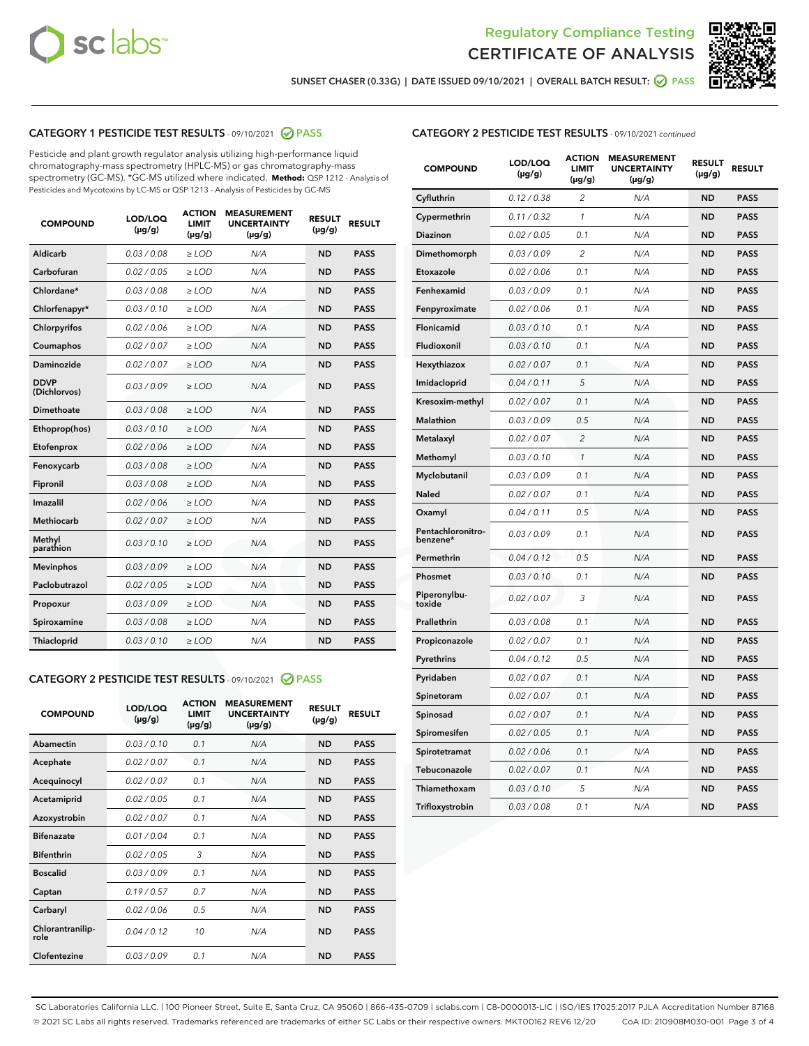Regulatory Compliance Testing
# CERTIFICATE OF ANALYSIS

SUNSET CHASER (0.33G) | DATE ISSUED 09/10/2021 | OVERALL BATCH RESULT: PASS

## CATEGORY 1 PESTICIDE TEST RESULTS - 09/10/2021 PASS

Pesticide and plant growth regulator analysis utilizing high-performance liquid chromatography-mass spectrometry (HPLC-MS) or gas chromatography-mass spectrometry (GC-MS). *GC-MS utilized where indicated. **Method:** QSP 1212 - Analysis of Pesticides and Mycotoxins by LC-MS or QSP 1213 - Analysis of Pesticides by GC-MS

| COMPOUND | LOD/LOQ (µg/g) | ACTION LIMIT (µg/g) | MEASUREMENT UNCERTAINTY (µg/g) | RESULT (µg/g) | RESULT |
|---|---|---|---|---|---|
| Aldicarb | 0.03 / 0.08 | ≥ LOD | N/A | ND | PASS |
| Carbofuran | 0.02 / 0.05 | ≥ LOD | N/A | ND | PASS |
| Chlordane* | 0.03 / 0.08 | ≥ LOD | N/A | ND | PASS |
| Chlorfenapyr* | 0.03 / 0.10 | ≥ LOD | N/A | ND | PASS |
| Chlorpyrifos | 0.02 / 0.06 | ≥ LOD | N/A | ND | PASS |
| Coumaphos | 0.02 / 0.07 | ≥ LOD | N/A | ND | PASS |
| Daminozide | 0.02 / 0.07 | ≥ LOD | N/A | ND | PASS |
| DDVP (Dichlorvos) | 0.03 / 0.09 | ≥ LOD | N/A | ND | PASS |
| Dimethoate | 0.03 / 0.08 | ≥ LOD | N/A | ND | PASS |
| Ethoprop(hos) | 0.03 / 0.10 | ≥ LOD | N/A | ND | PASS |
| Etofenprox | 0.02 / 0.06 | ≥ LOD | N/A | ND | PASS |
| Fenoxycarb | 0.03 / 0.08 | ≥ LOD | N/A | ND | PASS |
| Fipronil | 0.03 / 0.08 | ≥ LOD | N/A | ND | PASS |
| Imazalil | 0.02 / 0.06 | ≥ LOD | N/A | ND | PASS |
| Methiocarb | 0.02 / 0.07 | ≥ LOD | N/A | ND | PASS |
| Methyl parathion | 0.03 / 0.10 | ≥ LOD | N/A | ND | PASS |
| Mevinphos | 0.03 / 0.09 | ≥ LOD | N/A | ND | PASS |
| Paclobutrazol | 0.02 / 0.05 | ≥ LOD | N/A | ND | PASS |
| Propoxur | 0.03 / 0.09 | ≥ LOD | N/A | ND | PASS |
| Spiroxamine | 0.03 / 0.08 | ≥ LOD | N/A | ND | PASS |
| Thiacloprid | 0.03 / 0.10 | ≥ LOD | N/A | ND | PASS |

## CATEGORY 2 PESTICIDE TEST RESULTS - 09/10/2021 PASS

| COMPOUND | LOD/LOQ (µg/g) | ACTION LIMIT (µg/g) | MEASUREMENT UNCERTAINTY (µg/g) | RESULT (µg/g) | RESULT |
|---|---|---|---|---|---|
| Abamectin | 0.03 / 0.10 | 0.1 | N/A | ND | PASS |
| Acephate | 0.02 / 0.07 | 0.1 | N/A | ND | PASS |
| Acequinocyl | 0.02 / 0.07 | 0.1 | N/A | ND | PASS |
| Acetamiprid | 0.02 / 0.05 | 0.1 | N/A | ND | PASS |
| Azoxystrobin | 0.02 / 0.07 | 0.1 | N/A | ND | PASS |
| Bifenazate | 0.01 / 0.04 | 0.1 | N/A | ND | PASS |
| Bifenthrin | 0.02 / 0.05 | 3 | N/A | ND | PASS |
| Boscalid | 0.03 / 0.09 | 0.1 | N/A | ND | PASS |
| Captan | 0.19 / 0.57 | 0.7 | N/A | ND | PASS |
| Carbaryl | 0.02 / 0.06 | 0.5 | N/A | ND | PASS |
| Chlorantraniliprole | 0.04 / 0.12 | 10 | N/A | ND | PASS |
| Clofentezine | 0.03 / 0.09 | 0.1 | N/A | ND | PASS |
| Cyfluthrin | 0.12 / 0.38 | 2 | N/A | ND | PASS |
| Cypermethrin | 0.11 / 0.32 | 1 | N/A | ND | PASS |
| Diazinon | 0.02 / 0.05 | 0.1 | N/A | ND | PASS |
| Dimethomorph | 0.03 / 0.09 | 2 | N/A | ND | PASS |
| Etoxazole | 0.02 / 0.06 | 0.1 | N/A | ND | PASS |
| Fenhexamid | 0.03 / 0.09 | 0.1 | N/A | ND | PASS |
| Fenpyroximate | 0.02 / 0.06 | 0.1 | N/A | ND | PASS |
| Flonicamid | 0.03 / 0.10 | 0.1 | N/A | ND | PASS |
| Fludioxonil | 0.03 / 0.10 | 0.1 | N/A | ND | PASS |
| Hexythiazox | 0.02 / 0.07 | 0.1 | N/A | ND | PASS |
| Imidacloprid | 0.04 / 0.11 | 5 | N/A | ND | PASS |
| Kresoxim-methyl | 0.02 / 0.07 | 0.1 | N/A | ND | PASS |
| Malathion | 0.03 / 0.09 | 0.5 | N/A | ND | PASS |
| Metalaxyl | 0.02 / 0.07 | 2 | N/A | ND | PASS |
| Methomyl | 0.03 / 0.10 | 1 | N/A | ND | PASS |
| Myclobutanil | 0.03 / 0.09 | 0.1 | N/A | ND | PASS |
| Naled | 0.02 / 0.07 | 0.1 | N/A | ND | PASS |
| Oxamyl | 0.04 / 0.11 | 0.5 | N/A | ND | PASS |
| Pentachloronitrobenzene* | 0.03 / 0.09 | 0.1 | N/A | ND | PASS |
| Permethrin | 0.04 / 0.12 | 0.5 | N/A | ND | PASS |
| Phosmet | 0.03 / 0.10 | 0.1 | N/A | ND | PASS |
| Piperonylbutoxide | 0.02 / 0.07 | 3 | N/A | ND | PASS |
| Prallethrin | 0.03 / 0.08 | 0.1 | N/A | ND | PASS |
| Propiconazole | 0.02 / 0.07 | 0.1 | N/A | ND | PASS |
| Pyrethrins | 0.04 / 0.12 | 0.5 | N/A | ND | PASS |
| Pyridaben | 0.02 / 0.07 | 0.1 | N/A | ND | PASS |
| Spinetoram | 0.02 / 0.07 | 0.1 | N/A | ND | PASS |
| Spinosad | 0.02 / 0.07 | 0.1 | N/A | ND | PASS |
| Spiromesifen | 0.02 / 0.05 | 0.1 | N/A | ND | PASS |
| Spirotetramat | 0.02 / 0.06 | 0.1 | N/A | ND | PASS |
| Tebuconazole | 0.02 / 0.07 | 0.1 | N/A | ND | PASS |
| Thiamethoxam | 0.03 / 0.10 | 5 | N/A | ND | PASS |
| Trifloxystrobin | 0.03 / 0.08 | 0.1 | N/A | ND | PASS |

SC Laboratories California LLC. | 100 Pioneer Street, Suite E, Santa Cruz, CA 95060 | 866-435-0709 | sclabs.com | C8-0000013-LIC | ISO/IES 17025:2017 PJLA Accreditation Number 87168
© 2021 SC Labs all rights reserved. Trademarks referenced are trademarks of either SC Labs or their respective owners. MKT00162 REV6 12/20 CoA ID: 210908M030-001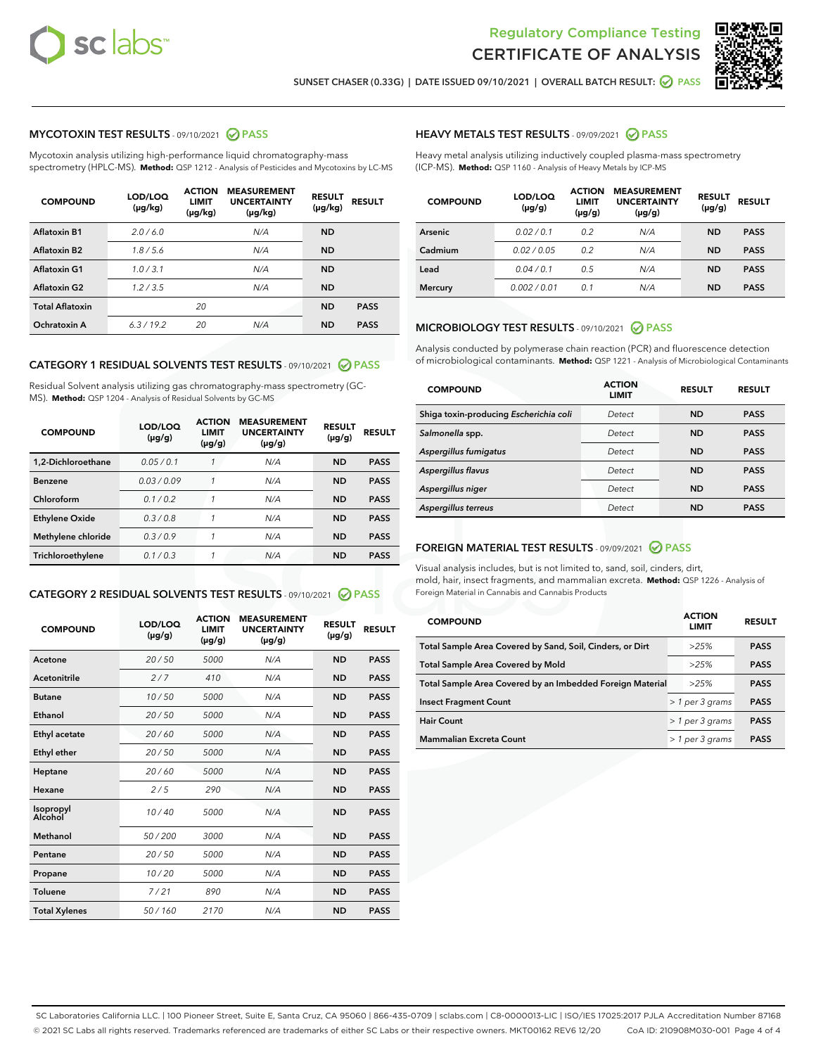Regulatory Compliance Testing
CERTIFICATE OF ANALYSIS

SUNSET CHASER (0.33G) | DATE ISSUED 09/10/2021 | OVERALL BATCH RESULT: PASS

## MYCOTOXIN TEST RESULTS - 09/10/2021 PASS

Mycotoxin analysis utilizing high-performance liquid chromatography-mass spectrometry (HPLC-MS). **Method:** QSP 1212 - Analysis of Pesticides and Mycotoxins by LC-MS

| COMPOUND | LOD/LOQ (µg/kg) | ACTION LIMIT (µg/kg) | MEASUREMENT UNCERTAINTY (µg/kg) | RESULT (µg/kg) | RESULT |
|---|---|---|---|---|---|
| Aflatoxin B1 | 2.0 / 6.0 | | N/A | ND | |
| Aflatoxin B2 | 1.8 / 5.6 | | N/A | ND | |
| Aflatoxin G1 | 1.0 / 3.1 | | N/A | ND | |
| Aflatoxin G2 | 1.2 / 3.5 | | N/A | ND | |
| Total Aflatoxin | | 20 | | ND | PASS |
| Ochratoxin A | 6.3 / 19.2 | 20 | N/A | ND | PASS |

## CATEGORY 1 RESIDUAL SOLVENTS TEST RESULTS - 09/10/2021 PASS

Residual Solvent analysis utilizing gas chromatography-mass spectrometry (GC-MS). **Method:** QSP 1204 - Analysis of Residual Solvents by GC-MS

| COMPOUND | LOD/LOQ (µg/g) | ACTION LIMIT (µg/g) | MEASUREMENT UNCERTAINTY (µg/g) | RESULT (µg/g) | RESULT |
|---|---|---|---|---|---|
| 1,2-Dichloroethane | 0.05 / 0.1 | 1 | N/A | ND | PASS |
| Benzene | 0.03 / 0.09 | 1 | N/A | ND | PASS |
| Chloroform | 0.1 / 0.2 | 1 | N/A | ND | PASS |
| Ethylene Oxide | 0.3 / 0.8 | 1 | N/A | ND | PASS |
| Methylene chloride | 0.3 / 0.9 | 1 | N/A | ND | PASS |
| Trichloroethylene | 0.1 / 0.3 | 1 | N/A | ND | PASS |

## CATEGORY 2 RESIDUAL SOLVENTS TEST RESULTS - 09/10/2021 PASS

| COMPOUND | LOD/LOQ (µg/g) | ACTION LIMIT (µg/g) | MEASUREMENT UNCERTAINTY (µg/g) | RESULT (µg/g) | RESULT |
|---|---|---|---|---|---|
| Acetone | 20 / 50 | 5000 | N/A | ND | PASS |
| Acetonitrile | 2 / 7 | 410 | N/A | ND | PASS |
| Butane | 10 / 50 | 5000 | N/A | ND | PASS |
| Ethanol | 20 / 50 | 5000 | N/A | ND | PASS |
| Ethyl acetate | 20 / 60 | 5000 | N/A | ND | PASS |
| Ethyl ether | 20 / 50 | 5000 | N/A | ND | PASS |
| Heptane | 20 / 60 | 5000 | N/A | ND | PASS |
| Hexane | 2 / 5 | 290 | N/A | ND | PASS |
| Isopropyl Alcohol | 10 / 40 | 5000 | N/A | ND | PASS |
| Methanol | 50 / 200 | 3000 | N/A | ND | PASS |
| Pentane | 20 / 50 | 5000 | N/A | ND | PASS |
| Propane | 10 / 20 | 5000 | N/A | ND | PASS |
| Toluene | 7 / 21 | 890 | N/A | ND | PASS |
| Total Xylenes | 50 / 160 | 2170 | N/A | ND | PASS |

## HEAVY METALS TEST RESULTS - 09/09/2021 PASS

Heavy metal analysis utilizing inductively coupled plasma-mass spectrometry (ICP-MS). **Method:** QSP 1160 - Analysis of Heavy Metals by ICP-MS

| COMPOUND | LOD/LOQ (µg/g) | ACTION LIMIT (µg/g) | MEASUREMENT UNCERTAINTY (µg/g) | RESULT (µg/g) | RESULT |
|---|---|---|---|---|---|
| Arsenic | 0.02 / 0.1 | 0.2 | N/A | ND | PASS |
| Cadmium | 0.02 / 0.05 | 0.2 | N/A | ND | PASS |
| Lead | 0.04 / 0.1 | 0.5 | N/A | ND | PASS |
| Mercury | 0.002 / 0.01 | 0.1 | N/A | ND | PASS |

## MICROBIOLOGY TEST RESULTS - 09/10/2021 PASS

Analysis conducted by polymerase chain reaction (PCR) and fluorescence detection of microbiological contaminants. **Method:** QSP 1221 - Analysis of Microbiological Contaminants

| COMPOUND | ACTION LIMIT | RESULT | RESULT |
|---|---|---|---|
| Shiga toxin-producing *Escherichia coli* | Detect | ND | PASS |
| *Salmonella* spp. | Detect | ND | PASS |
| *Aspergillus fumigatus* | Detect | ND | PASS |
| *Aspergillus flavus* | Detect | ND | PASS |
| *Aspergillus niger* | Detect | ND | PASS |
| *Aspergillus terreus* | Detect | ND | PASS |

## FOREIGN MATERIAL TEST RESULTS - 09/09/2021 PASS

Visual analysis includes, but is not limited to, sand, soil, cinders, dirt, mold, hair, insect fragments, and mammalian excreta. **Method:** QSP 1226 - Analysis of Foreign Material in Cannabis and Cannabis Products

| COMPOUND | ACTION LIMIT | RESULT |
|---|---|---|
| Total Sample Area Covered by Sand, Soil, Cinders, or Dirt | >25% | PASS |
| Total Sample Area Covered by Mold | >25% | PASS |
| Total Sample Area Covered by an Imbedded Foreign Material | >25% | PASS |
| Insect Fragment Count | > 1 per 3 grams | PASS |
| Hair Count | > 1 per 3 grams | PASS |
| Mammalian Excreta Count | > 1 per 3 grams | PASS |

SC Laboratories California LLC. | 100 Pioneer Street, Suite E, Santa Cruz, CA 95060 | 866-435-0709 | sclabs.com | C8-0000013-LIC | ISO/IES 17025:2017 PJLA Accreditation Number 87168
© 2021 SC Labs all rights reserved. Trademarks referenced are trademarks of either SC Labs or their respective owners. MKT00162 REV6 12/20 CoA ID: 210908M030-001